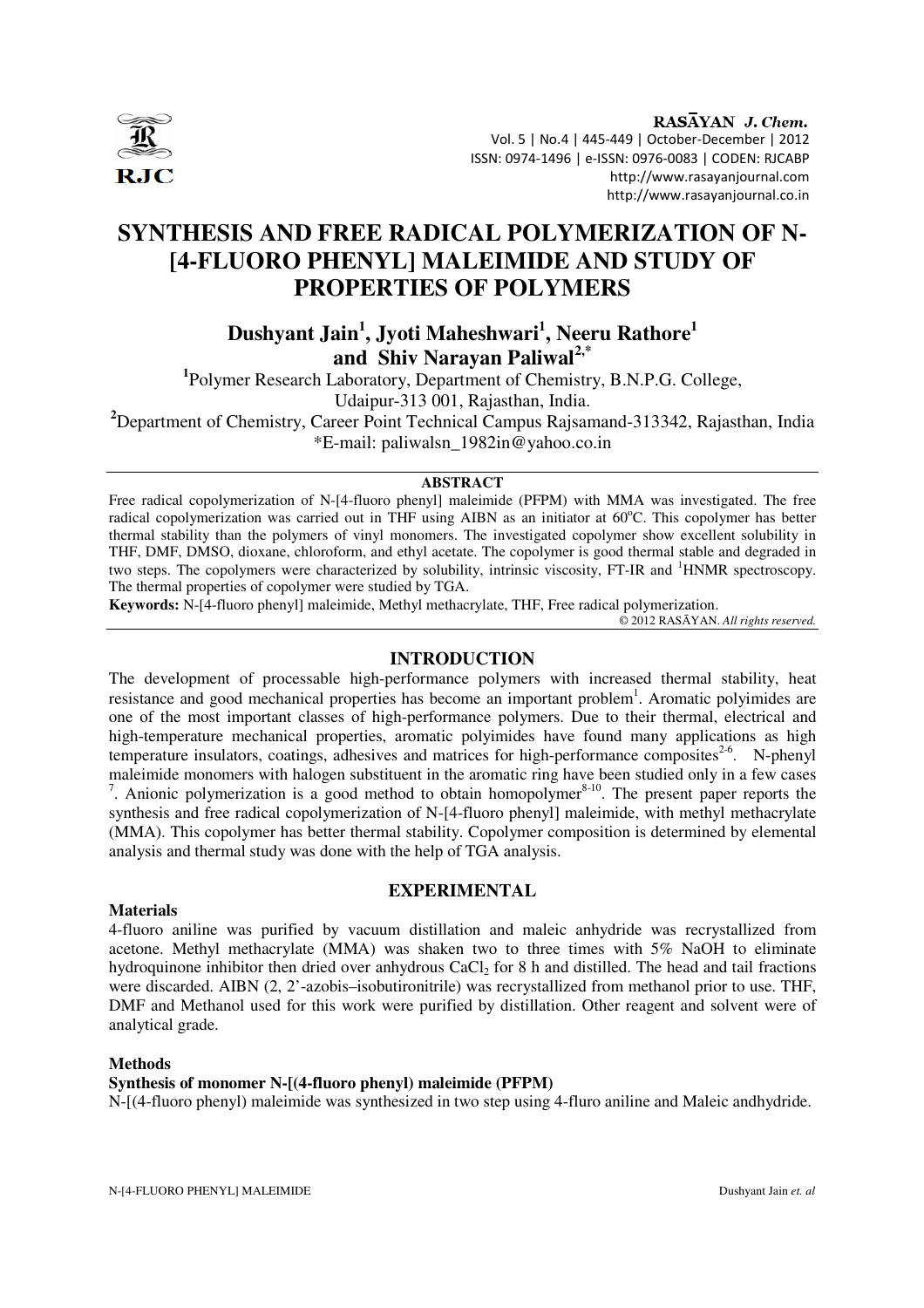# SYNTHESIS AND FREE RADICAL POLYMERIZATION OF N-[4-FLUORO PHENYL] MALEIMIDE AND STUDY OF PROPERTIES OF POLYMERS

**Dushyant Jain[1], Jyoti Maheshwari[1], Neeru Rathore[1] and Shiv Narayan Paliwal[2,*]**

[1]Polymer Research Laboratory, Department of Chemistry, B.N.P.G. College, Udaipur-313 001, Rajasthan, India.

[2]Department of Chemistry, Career Point Technical Campus Rajsamand-313342, Rajasthan, India

*E-mail: paliwalsn_1982in@yahoo.co.in

## ABSTRACT

Free radical copolymerization of N-[4-fluoro phenyl] maleimide (PFPM) with MMA was investigated. The free radical copolymerization was carried out in THF using AIBN as an initiator at 60°C. This copolymer has better thermal stability than the polymers of vinyl monomers. The investigated copolymer show excellent solubility in THF, DMF, DMSO, dioxane, chloroform, and ethyl acetate. The copolymer is good thermal stable and degraded in two steps. The copolymers were characterized by solubility, intrinsic viscosity, FT-IR and [1]HNMR spectroscopy. The thermal properties of copolymer were studied by TGA.

**Keywords:** N-[4-fluoro phenyl] maleimide, Methyl methacrylate, THF, Free radical polymerization.

© 2012 RASĀYAN. *All rights reserved.*

## INTRODUCTION

The development of processable high-performance polymers with increased thermal stability, heat resistance and good mechanical properties has become an important problem[1]. Aromatic polyimides are one of the most important classes of high-performance polymers. Due to their thermal, electrical and high-temperature mechanical properties, aromatic polyimides have found many applications as high temperature insulators, coatings, adhesives and matrices for high-performance composites[2-6]. N-phenyl maleimide monomers with halogen substituent in the aromatic ring have been studied only in a few cases [7]. Anionic polymerization is a good method to obtain homopolymer[8-10]. The present paper reports the synthesis and free radical copolymerization of N-[4-fluoro phenyl] maleimide, with methyl methacrylate (MMA). This copolymer has better thermal stability. Copolymer composition is determined by elemental analysis and thermal study was done with the help of TGA analysis.

## EXPERIMENTAL

### Materials

4-fluoro aniline was purified by vacuum distillation and maleic anhydride was recrystallized from acetone. Methyl methacrylate (MMA) was shaken two to three times with 5% NaOH to eliminate hydroquinone inhibitor then dried over anhydrous $CaCl_2$ for 8 h and distilled. The head and tail fractions were discarded. AIBN (2, 2'-azobis–isobutironitrile) was recrystallized from methanol prior to use. THF, DMF and Methanol used for this work were purified by distillation. Other reagent and solvent were of analytical grade.

### Methods

#### Synthesis of monomer N-[(4-fluoro phenyl) maleimide (PFPM)

N-[(4-fluoro phenyl) maleimide was synthesized in two step using 4-fluro aniline and Maleic andhydride.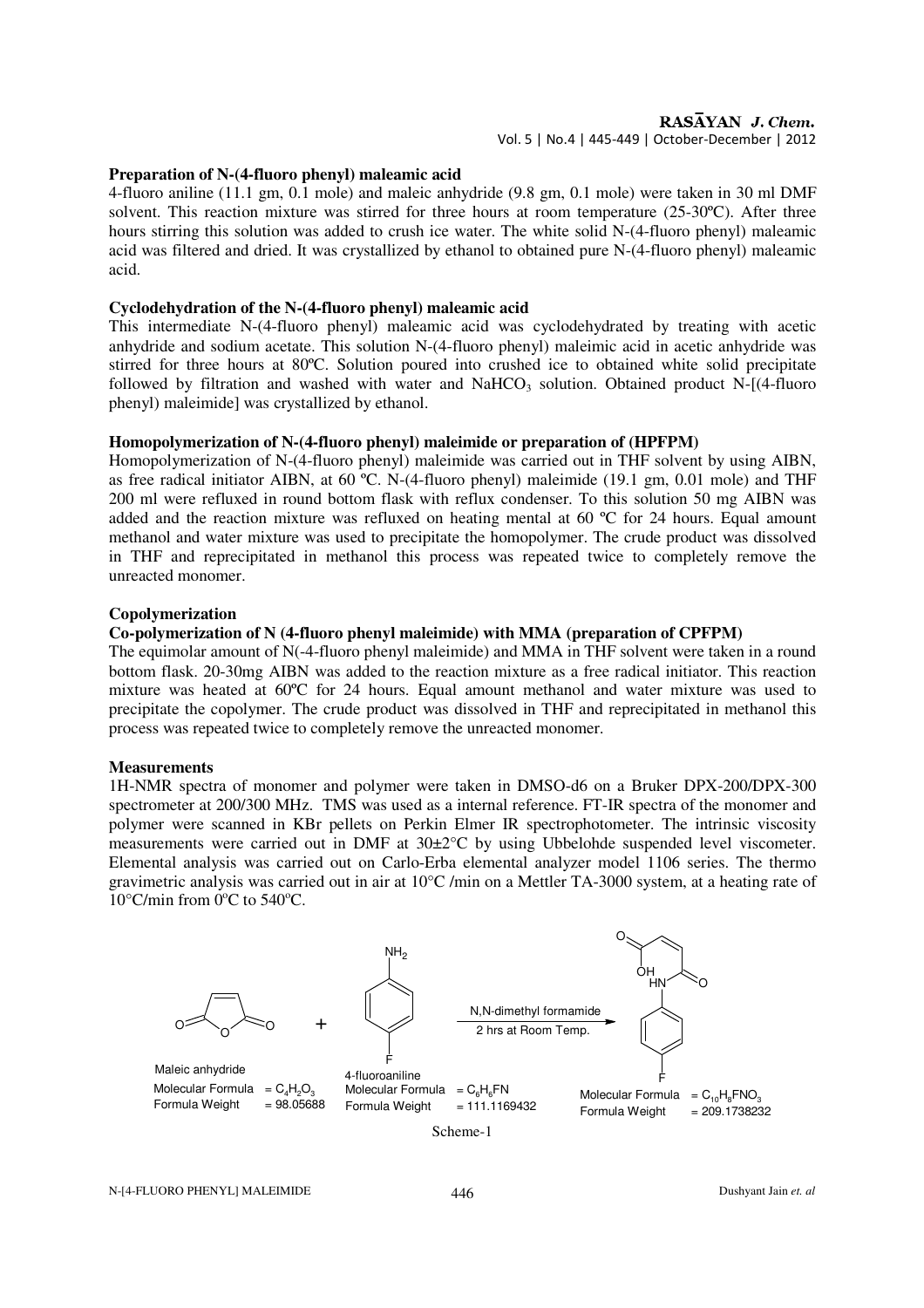**Preparation of N-(4-fluoro phenyl) maleamic acid**

4-fluoro aniline (11.1 gm, 0.1 mole) and maleic anhydride (9.8 gm, 0.1 mole) were taken in 30 ml DMF solvent. This reaction mixture was stirred for three hours at room temperature (25-30ºC). After three hours stirring this solution was added to crush ice water. The white solid N-(4-fluoro phenyl) maleamic acid was filtered and dried. It was crystallized by ethanol to obtained pure N-(4-fluoro phenyl) maleamic acid.

**Cyclodehydration of the N-(4-fluoro phenyl) maleamic acid**

This intermediate N-(4-fluoro phenyl) maleamic acid was cyclodehydrated by treating with acetic anhydride and sodium acetate. This solution N-(4-fluoro phenyl) maleimic acid in acetic anhydride was stirred for three hours at 80ºC. Solution poured into crushed ice to obtained white solid precipitate followed by filtration and washed with water and $NaHCO_3$ solution. Obtained product N-[(4-fluoro phenyl) maleimide] was crystallized by ethanol.

**Homopolymerization of N-(4-fluoro phenyl) maleimide or preparation of (HPFPM)**

Homopolymerization of N-(4-fluoro phenyl) maleimide was carried out in THF solvent by using AIBN, as free radical initiator AIBN, at 60 ºC. N-(4-fluoro phenyl) maleimide (19.1 gm, 0.01 mole) and THF 200 ml were refluxed in round bottom flask with reflux condenser. To this solution 50 mg AIBN was added and the reaction mixture was refluxed on heating mental at 60 ºC for 24 hours. Equal amount methanol and water mixture was used to precipitate the homopolymer. The crude product was dissolved in THF and reprecipitated in methanol this process was repeated twice to completely remove the unreacted monomer.

**Copolymerization**

**Co-polymerization of N (4-fluoro phenyl maleimide) with MMA (preparation of CPFPM)**

The equimolar amount of N(-4-fluoro phenyl maleimide) and MMA in THF solvent were taken in a round bottom flask. 20-30mg AIBN was added to the reaction mixture as a free radical initiator. This reaction mixture was heated at 60ºC for 24 hours. Equal amount methanol and water mixture was used to precipitate the copolymer. The crude product was dissolved in THF and reprecipitated in methanol this process was repeated twice to completely remove the unreacted monomer.

**Measurements**

1H-NMR spectra of monomer and polymer were taken in DMSO-d6 on a Bruker DPX-200/DPX-300 spectrometer at 200/300 MHz. TMS was used as a internal reference. FT-IR spectra of the monomer and polymer were scanned in KBr pellets on Perkin Elmer IR spectrophotometer. The intrinsic viscosity measurements were carried out in DMF at 30±2°C by using Ubbelohde suspended level viscometer. Elemental analysis was carried out on Carlo-Erba elemental analyzer model 1106 series. The thermo gravimetric analysis was carried out in air at 10°C /min on a Mettler TA-3000 system, at a heating rate of 10°C/min from 0ºC to 540ºC.

Maleic anhydride: Molecular Formula = $C_4H_2O_3$, Formula Weight = 98.05688

4-fluoroaniline: Molecular Formula = $C_6H_6FN$, Formula Weight = 111.1169432

N,N-dimethyl formamide, 2 hrs at Room Temp.

Product: Molecular Formula = $C_{10}H_8FNO_3$, Formula Weight = 209.1738232

Scheme-1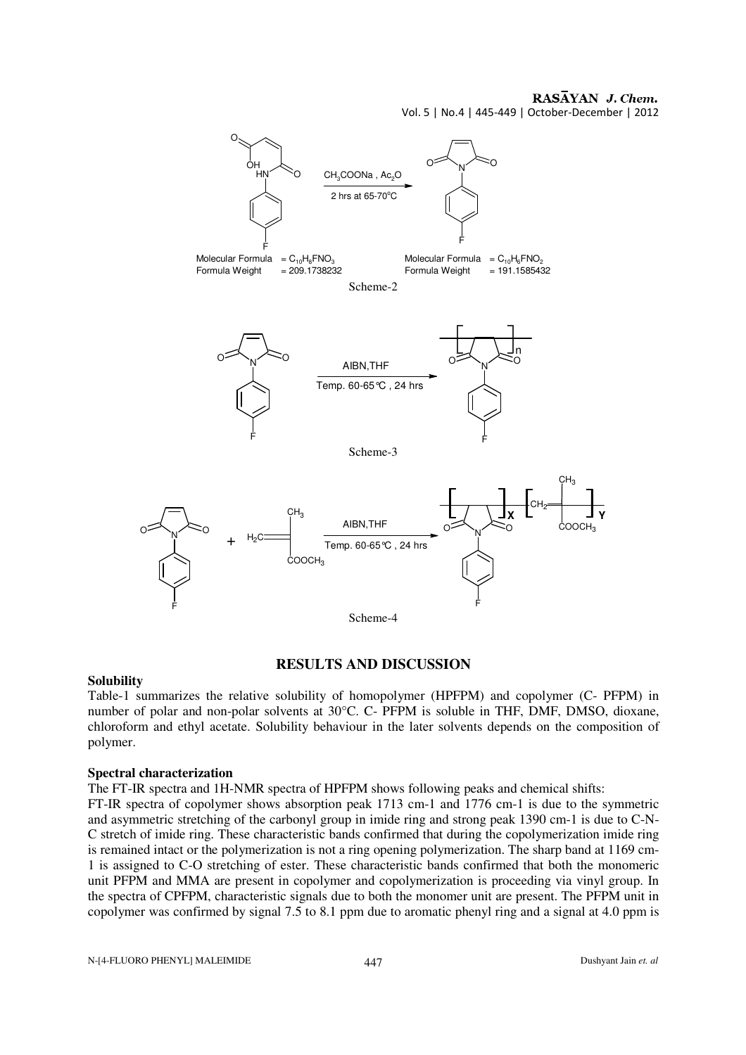Molecular Formula = $C_{10}H_8FNO_3$
Formula Weight = 209.1738232

$CH_3COONa$, $Ac_2O$

2 hrs at 65-70°C

Molecular Formula = $C_{10}H_6FNO_2$
Formula Weight = 191.1585432

Scheme-2

AIBN,THF

Temp. 60-65°C , 24 hrs

Scheme-3

AIBN,THF

Temp. 60-65°C , 24 hrs

Scheme-4

## RESULTS AND DISCUSSION

### Solubility

Table-1 summarizes the relative solubility of homopolymer (HPFPM) and copolymer (C- PFPM) in number of polar and non-polar solvents at 30°C. C- PFPM is soluble in THF, DMF, DMSO, dioxane, chloroform and ethyl acetate. Solubility behaviour in the later solvents depends on the composition of polymer.

### Spectral characterization

The FT-IR spectra and 1H-NMR spectra of HPFPM shows following peaks and chemical shifts:

FT-IR spectra of copolymer shows absorption peak 1713 cm-1 and 1776 cm-1 is due to the symmetric and asymmetric stretching of the carbonyl group in imide ring and strong peak 1390 cm-1 is due to C-N-C stretch of imide ring. These characteristic bands confirmed that during the copolymerization imide ring is remained intact or the polymerization is not a ring opening polymerization. The sharp band at 1169 cm-1 is assigned to C-O stretching of ester. These characteristic bands confirmed that both the monomeric unit PFPM and MMA are present in copolymer and copolymerization is proceeding via vinyl group. In the spectra of CPFPM, characteristic signals due to both the monomer unit are present. The PFPM unit in copolymer was confirmed by signal 7.5 to 8.1 ppm due to aromatic phenyl ring and a signal at 4.0 ppm is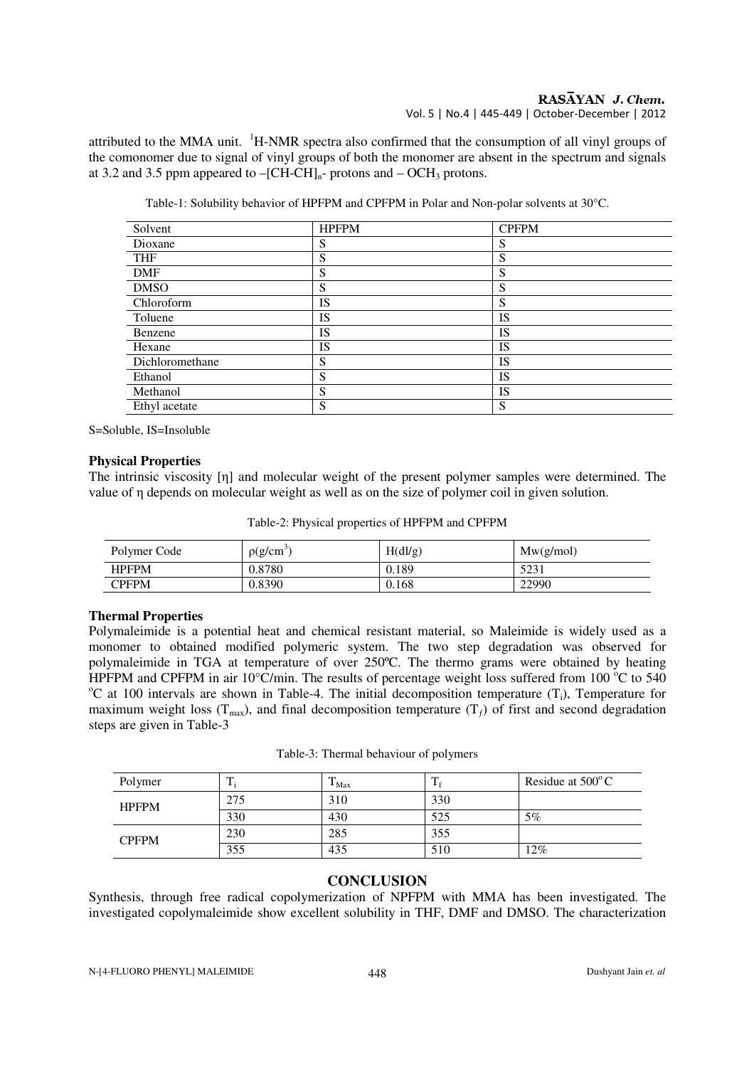attributed to the MMA unit. $^1$H-NMR spectra also confirmed that the consumption of all vinyl groups of the comonomer due to signal of vinyl groups of both the monomer are absent in the spectrum and signals at 3.2 and 3.5 ppm appeared to $–[CH\text{-}CH]_n\text{-}$ protons and $– OCH_3$ protons.

Table-1: Solubility behavior of HPFPM and CPFPM in Polar and Non-polar solvents at 30°C.

| Solvent | HPFPM | CPFPM |
|---|---|---|
| Dioxane | S | S |
| THF | S | S |
| DMF | S | S |
| DMSO | S | S |
| Chloroform | IS | S |
| Toluene | IS | IS |
| Benzene | IS | IS |
| Hexane | IS | IS |
| Dichloromethane | S | IS |
| Ethanol | S | IS |
| Methanol | S | IS |
| Ethyl acetate | S | S |

S=Soluble, IS=Insoluble

### Physical Properties

The intrinsic viscosity [η] and molecular weight of the present polymer samples were determined. The value of η depends on molecular weight as well as on the size of polymer coil in given solution.

Table-2: Physical properties of HPFPM and CPFPM

| Polymer Code | $\rho(g/cm^3)$ | H(dl/g) | Mw(g/mol) |
|---|---|---|---|
| HPFPM | 0.8780 | 0.189 | 5231 |
| CPFPM | 0.8390 | 0.168 | 22990 |

### Thermal Properties

Polymaleimide is a potential heat and chemical resistant material, so Maleimide is widely used as a monomer to obtained modified polymeric system. The two step degradation was observed for polymaleimide in TGA at temperature of over 250ºC. The thermo grams were obtained by heating HPFPM and CPFPM in air 10°C/min. The results of percentage weight loss suffered from 100 °C to 540 °C at 100 intervals are shown in Table-4. The initial decomposition temperature ($T_i$), Temperature for maximum weight loss ($T_{max}$), and final decomposition temperature ($T_f$) of first and second degradation steps are given in Table-3

Table-3: Thermal behaviour of polymers

| Polymer | $T_i$ | $T_{Max}$ | $T_f$ | Residue at 500°C |
|---|---|---|---|---|
| HPFPM | 275 | 310 | 330 | |
| | 330 | 430 | 525 | 5% |
| CPFPM | 230 | 285 | 355 | |
| | 355 | 435 | 510 | 12% |

## CONCLUSION

Synthesis, through free radical copolymerization of NPFPM with MMA has been investigated. The investigated copolymaleimide show excellent solubility in THF, DMF and DMSO. The characterization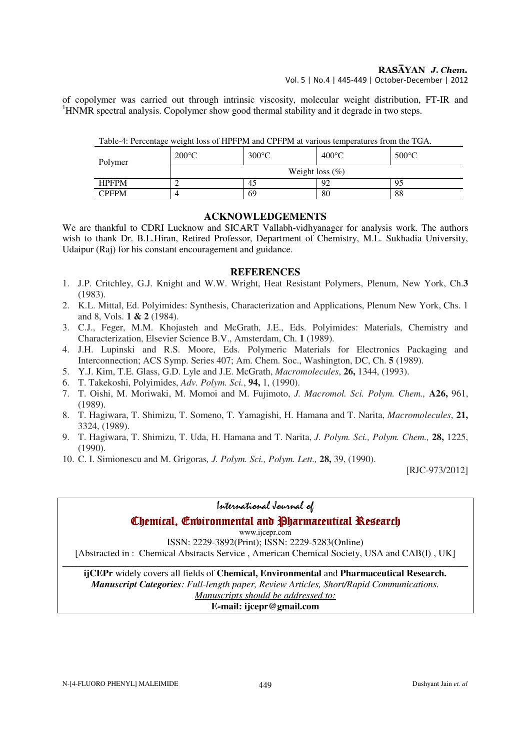of copolymer was carried out through intrinsic viscosity, molecular weight distribution, FT-IR and [1]HNMR spectral analysis. Copolymer show good thermal stability and it degrade in two steps.

Table-4: Percentage weight loss of HPFPM and CPFPM at various temperatures from the TGA.

| Polymer | 200°C | 300°C | 400°C | 500°C |
|---|---|---|---|---|
| | Weight loss (%) | | | |
| HPFPM | 2 | 45 | 92 | 95 |
| CPFPM | 4 | 69 | 80 | 88 |

## ACKNOWLEDGEMENTS

We are thankful to CDRI Lucknow and SICART Vallabh-vidhyanager for analysis work. The authors wish to thank Dr. B.L.Hiran, Retired Professor, Department of Chemistry, M.L. Sukhadia University, Udaipur (Raj) for his constant encouragement and guidance.

## REFERENCES

1. J.P. Critchley, G.J. Knight and W.W. Wright, Heat Resistant Polymers, Plenum, New York, Ch.**3** (1983).
2. K.L. Mittal, Ed. Polyimides: Synthesis, Characterization and Applications, Plenum New York, Chs. 1 and 8, Vols. **1 & 2** (1984).
3. C.J., Feger, M.M. Khojasteh and McGrath, J.E., Eds. Polyimides: Materials, Chemistry and Characterization, Elsevier Science B.V., Amsterdam, Ch. **1** (1989).
4. J.H. Lupinski and R.S. Moore, Eds. Polymeric Materials for Electronics Packaging and Interconnection; ACS Symp. Series 407; Am. Chem. Soc., Washington, DC, Ch. **5** (1989).
5. Y.J. Kim, T.E. Glass, G.D. Lyle and J.E. McGrath, *Macromolecules*, **26,** 1344, (1993).
6. T. Takekoshi, Polyimides, *Adv. Polym. Sci.*, **94,** 1, (1990).
7. T. Oishi, M. Moriwaki, M. Momoi and M. Fujimoto, *J. Macromol. Sci. Polym. Chem.,* **A26,** 961, (1989).
8. T. Hagiwara, T. Shimizu, T. Someno, T. Yamagishi, H. Hamana and T. Narita, *Macromolecules*, **21,** 3324, (1989).
9. T. Hagiwara, T. Shimizu, T. Uda, H. Hamana and T. Narita, *J. Polym. Sci., Polym. Chem.,* **28,** 1225, (1990).
10. C. I. Simionescu and M. Grigoras*, J. Polym. Sci., Polym. Lett.,* **28,** 39, (1990).

[RJC-973/2012]

International Journal of

**Chemical, Environmental and Pharmaceutical Research**

www.ijcepr.com

ISSN: 2229-3892(Print); ISSN: 2229-5283(Online)

[Abstracted in : Chemical Abstracts Service , American Chemical Society, USA and CAB(I) , UK]

**ijCEPr** widely covers all fields of **Chemical, Environmental** and **Pharmaceutical Research.**

***Manuscript Categories****: Full-length paper, Review Articles, Short/Rapid Communications.*

*Manuscripts should be addressed to:*

**E-mail: ijcepr@gmail.com**